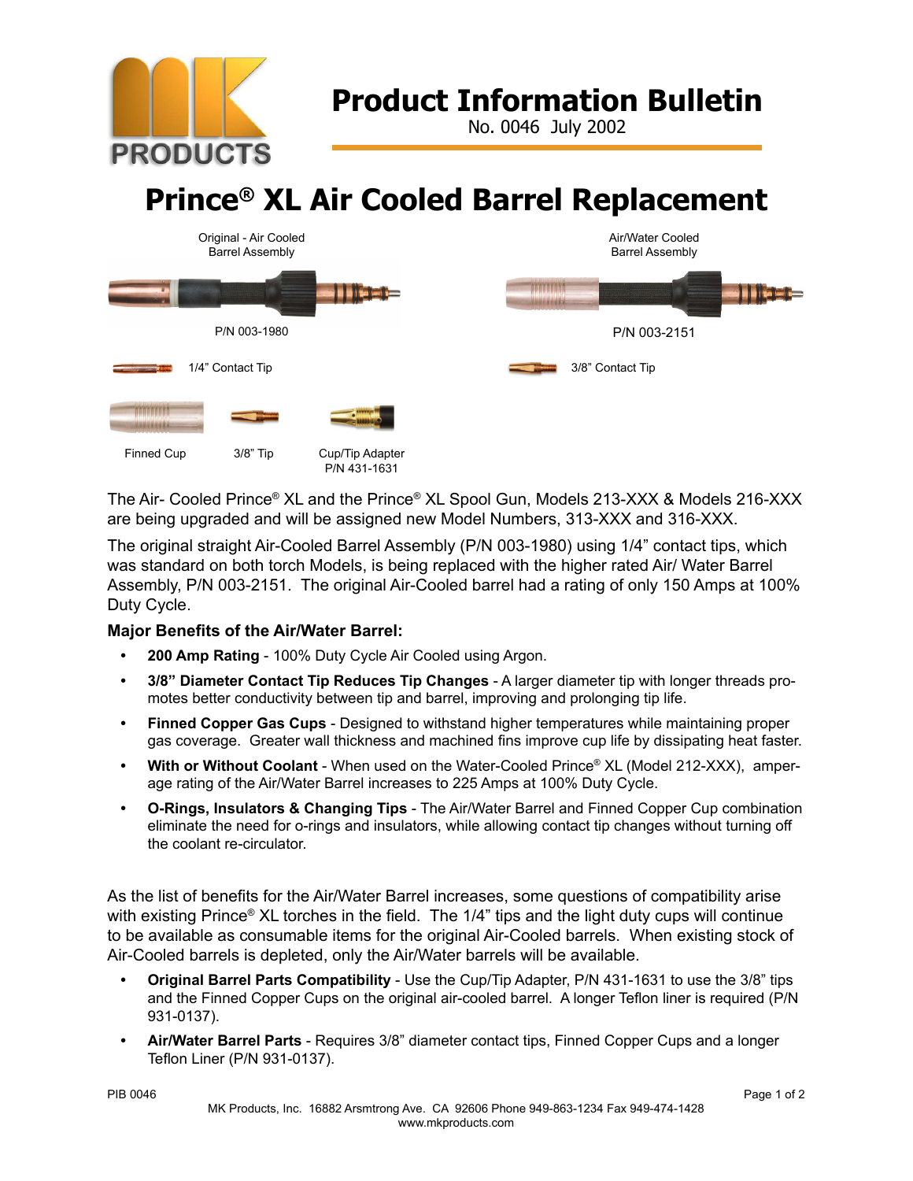# Product Information Bulletin

No. 0046 July 2002

# Prince® XL Air Cooled Barrel Replacement

Original - Air Cooled Barrel Assembly

P/N 003-1980

1/4" Contact Tip

Air/Water Cooled Barrel Assembly

P/N 003-2151

3/8" Contact Tip

Finned Cup

3/8" Tip

Cup/Tip Adapter P/N 431-1631

The Air- Cooled Prince® XL and the Prince® XL Spool Gun, Models 213-XXX & Models 216-XXX are being upgraded and will be assigned new Model Numbers, 313-XXX and 316-XXX.

The original straight Air-Cooled Barrel Assembly (P/N 003-1980) using 1/4" contact tips, which was standard on both torch Models, is being replaced with the higher rated Air/ Water Barrel Assembly, P/N 003-2151. The original Air-Cooled barrel had a rating of only 150 Amps at 100% Duty Cycle.

**Major Benefits of the Air/Water Barrel:**

- **200 Amp Rating** - 100% Duty Cycle Air Cooled using Argon.
- **3/8" Diameter Contact Tip Reduces Tip Changes** - A larger diameter tip with longer threads promotes better conductivity between tip and barrel, improving and prolonging tip life.
- **Finned Copper Gas Cups** - Designed to withstand higher temperatures while maintaining proper gas coverage. Greater wall thickness and machined fins improve cup life by dissipating heat faster.
- **With or Without Coolant** - When used on the Water-Cooled Prince® XL (Model 212-XXX), amperage rating of the Air/Water Barrel increases to 225 Amps at 100% Duty Cycle.
- **O-Rings, Insulators & Changing Tips** - The Air/Water Barrel and Finned Copper Cup combination eliminate the need for o-rings and insulators, while allowing contact tip changes without turning off the coolant re-circulator.

As the list of benefits for the Air/Water Barrel increases, some questions of compatibility arise with existing Prince® XL torches in the field. The 1/4" tips and the light duty cups will continue to be available as consumable items for the original Air-Cooled barrels. When existing stock of Air-Cooled barrels is depleted, only the Air/Water barrels will be available.

- **Original Barrel Parts Compatibility** - Use the Cup/Tip Adapter, P/N 431-1631 to use the 3/8" tips and the Finned Copper Cups on the original air-cooled barrel. A longer Teflon liner is required (P/N 931-0137).
- **Air/Water Barrel Parts** - Requires 3/8" diameter contact tips, Finned Copper Cups and a longer Teflon Liner (P/N 931-0137).

MK Products, Inc. 16882 Arsmtrong Ave. CA 92606 Phone 949-863-1234 Fax 949-474-1428
www.mkproducts.com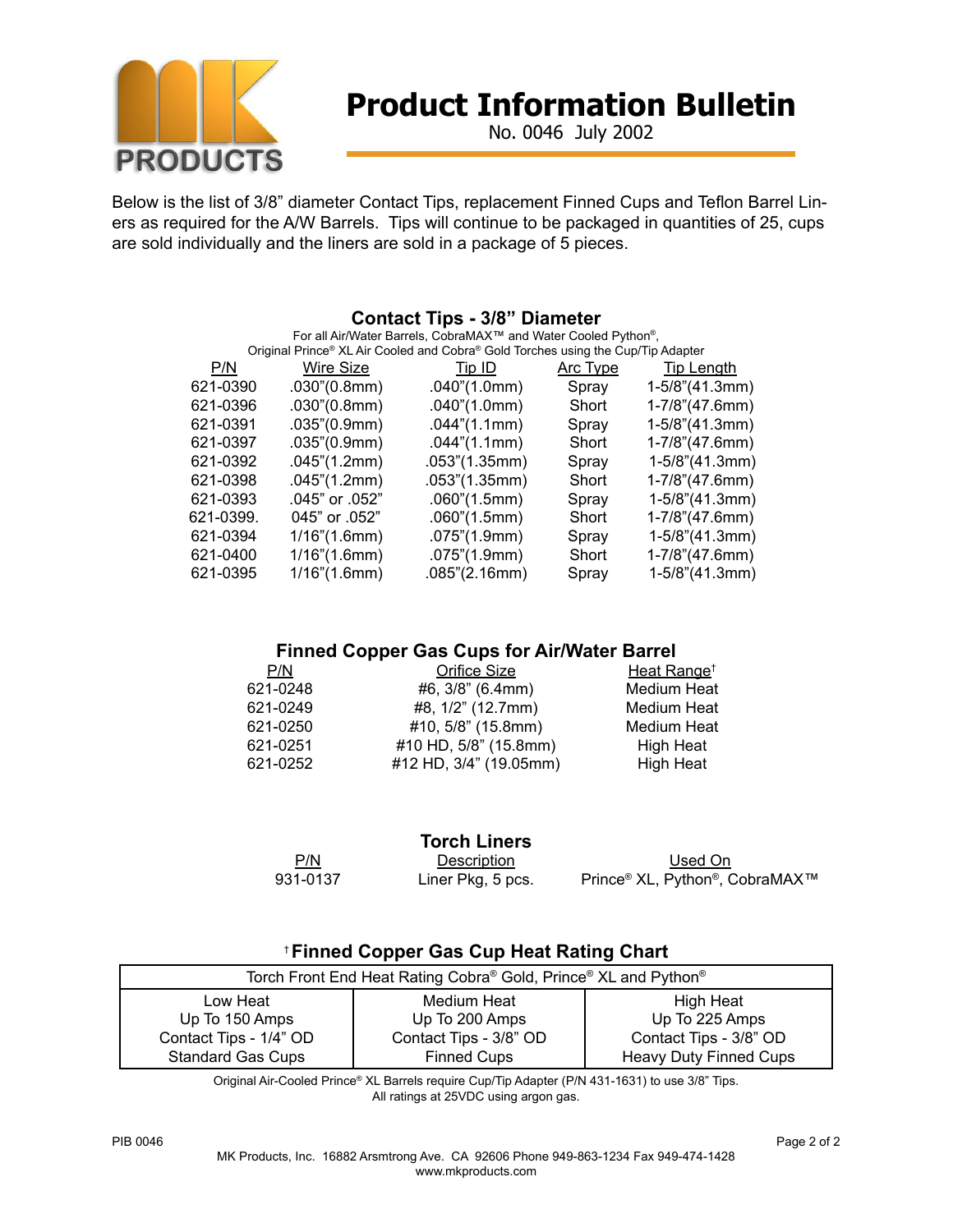# Product Information Bulletin

No. 0046 July 2002

Below is the list of 3/8" diameter Contact Tips, replacement Finned Cups and Teflon Barrel Liners as required for the A/W Barrels. Tips will continue to be packaged in quantities of 25, cups are sold individually and the liners are sold in a package of 5 pieces.

## Contact Tips - 3/8" Diameter

For all Air/Water Barrels, CobraMAX™ and Water Cooled Python®, Original Prince® XL Air Cooled and Cobra® Gold Torches using the Cup/Tip Adapter

| P/N | Wire Size | Tip ID | Arc Type | Tip Length |
|---|---|---|---|---|
| 621-0390 | .030"(0.8mm) | .040"(1.0mm) | Spray | 1-5/8"(41.3mm) |
| 621-0396 | .030"(0.8mm) | .040"(1.0mm) | Short | 1-7/8"(47.6mm) |
| 621-0391 | .035"(0.9mm) | .044"(1.1mm) | Spray | 1-5/8"(41.3mm) |
| 621-0397 | .035"(0.9mm) | .044"(1.1mm) | Short | 1-7/8"(47.6mm) |
| 621-0392 | .045"(1.2mm) | .053"(1.35mm) | Spray | 1-5/8"(41.3mm) |
| 621-0398 | .045"(1.2mm) | .053"(1.35mm) | Short | 1-7/8"(47.6mm) |
| 621-0393 | .045" or .052" | .060"(1.5mm) | Spray | 1-5/8"(41.3mm) |
| 621-0399. | 045" or .052" | .060"(1.5mm) | Short | 1-7/8"(47.6mm) |
| 621-0394 | 1/16"(1.6mm) | .075"(1.9mm) | Spray | 1-5/8"(41.3mm) |
| 621-0400 | 1/16"(1.6mm) | .075"(1.9mm) | Short | 1-7/8"(47.6mm) |
| 621-0395 | 1/16"(1.6mm) | .085"(2.16mm) | Spray | 1-5/8"(41.3mm) |

## Finned Copper Gas Cups for Air/Water Barrel

| P/N | Orifice Size | Heat Range† |
|---|---|---|
| 621-0248 | #6, 3/8" (6.4mm) | Medium Heat |
| 621-0249 | #8, 1/2" (12.7mm) | Medium Heat |
| 621-0250 | #10, 5/8" (15.8mm) | Medium Heat |
| 621-0251 | #10 HD, 5/8" (15.8mm) | High Heat |
| 621-0252 | #12 HD, 3/4" (19.05mm) | High Heat |

## Torch Liners

| P/N | Description | Used On |
|---|---|---|
| 931-0137 | Liner Pkg, 5 pcs. | Prince® XL, Python®, CobraMAX™ |

## †Finned Copper Gas Cup Heat Rating Chart

| Torch Front End Heat Rating Cobra® Gold, Prince® XL and Python® | | |
|---|---|---|
| Low Heat<br>Up To 150 Amps<br>Contact Tips - 1/4" OD<br>Standard Gas Cups | Medium Heat<br>Up To 200 Amps<br>Contact Tips - 3/8" OD<br>Finned Cups | High Heat<br>Up To 225 Amps<br>Contact Tips - 3/8" OD<br>Heavy Duty Finned Cups |

Original Air-Cooled Prince® XL Barrels require Cup/Tip Adapter (P/N 431-1631) to use 3/8" Tips.
All ratings at 25VDC using argon gas.

PIB 0046

MK Products, Inc. 16882 Arsmtrong Ave. CA 92606 Phone 949-863-1234 Fax 949-474-1428
www.mkproducts.com